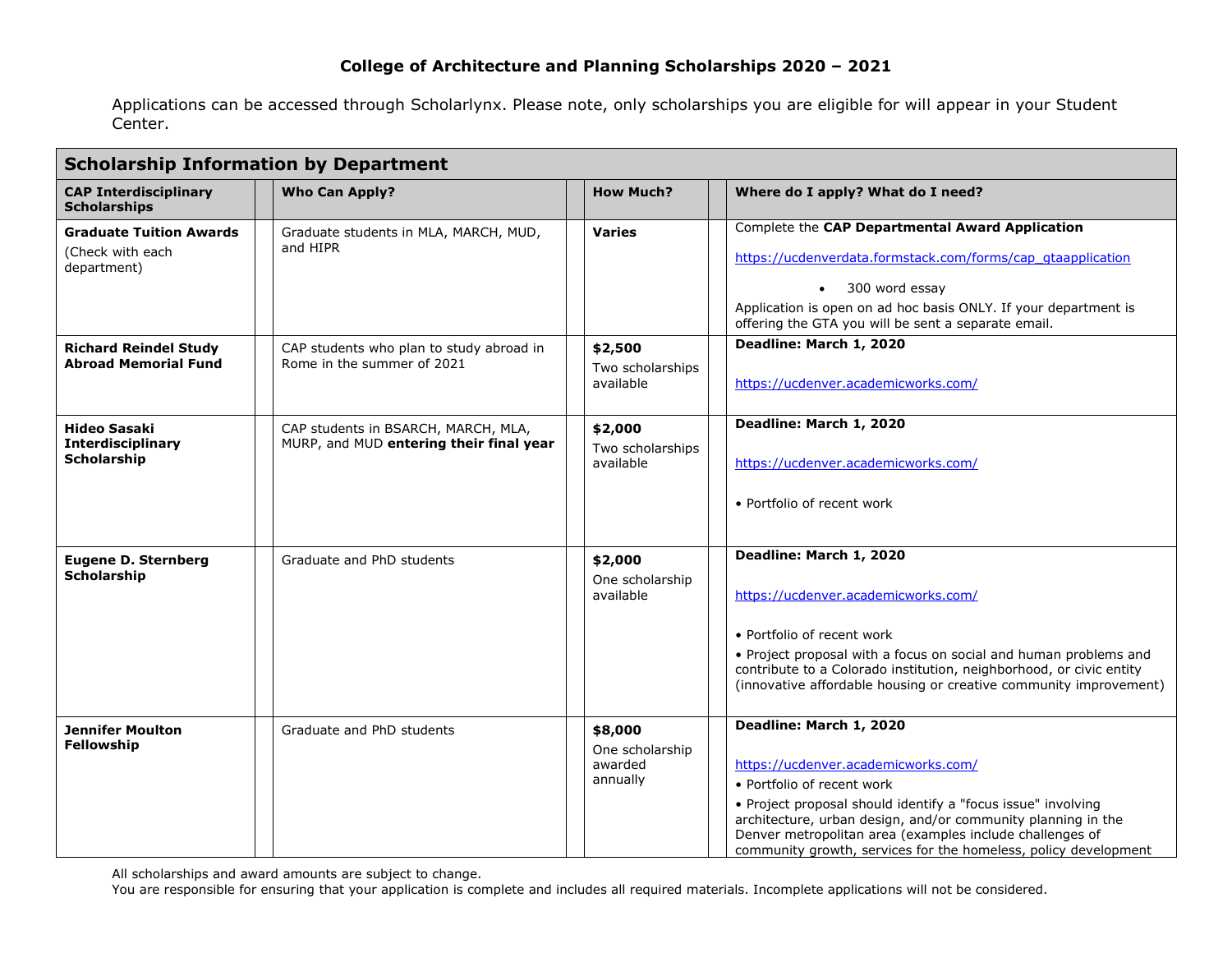## College of Architecture and Planning Scholarships 2020 – 2021

Applications can be accessed through Scholarlynx. Please note, only scholarships you are eligible for will appear in your Student Center.

| **Scholarship Information by Department** | | | |
|---|---|---|---|
| **CAP Interdisciplinary Scholarships** | **Who Can Apply?** | **How Much?** | **Where do I apply? What do I need?** |
| **Graduate Tuition Awards** (Check with each department) | Graduate students in MLA, MARCH, MUD, and HIPR | **Varies** | Complete the **CAP Departmental Award Application** https://ucdenverdata.formstack.com/forms/cap_gtaapplication <br>• 300 word essay <br>Application is open on ad hoc basis ONLY. If your department is offering the GTA you will be sent a separate email. |
| **Richard Reindel Study Abroad Memorial Fund** | CAP students who plan to study abroad in Rome in the summer of 2021 | **$2,500** Two scholarships available | **Deadline: March 1, 2020** <br>https://ucdenver.academicworks.com/ |
| **Hideo Sasaki Interdisciplinary Scholarship** | CAP students in BSARCH, MARCH, MLA, MURP, and MUD **entering their final year** | **$2,000** Two scholarships available | **Deadline: March 1, 2020** <br>https://ucdenver.academicworks.com/ <br>• Portfolio of recent work |
| **Eugene D. Sternberg Scholarship** | Graduate and PhD students | **$2,000** One scholarship available | **Deadline: March 1, 2020** <br>https://ucdenver.academicworks.com/ <br>• Portfolio of recent work <br>• Project proposal with a focus on social and human problems and contribute to a Colorado institution, neighborhood, or civic entity (innovative affordable housing or creative community improvement) |
| **Jennifer Moulton Fellowship** | Graduate and PhD students | **$8,000** One scholarship awarded annually | **Deadline: March 1, 2020** <br>https://ucdenver.academicworks.com/ <br>• Portfolio of recent work <br>• Project proposal should identify a "focus issue" involving architecture, urban design, and/or community planning in the Denver metropolitan area (examples include challenges of community growth, services for the homeless, policy development |

All scholarships and award amounts are subject to change.
You are responsible for ensuring that your application is complete and includes all required materials. Incomplete applications will not be considered.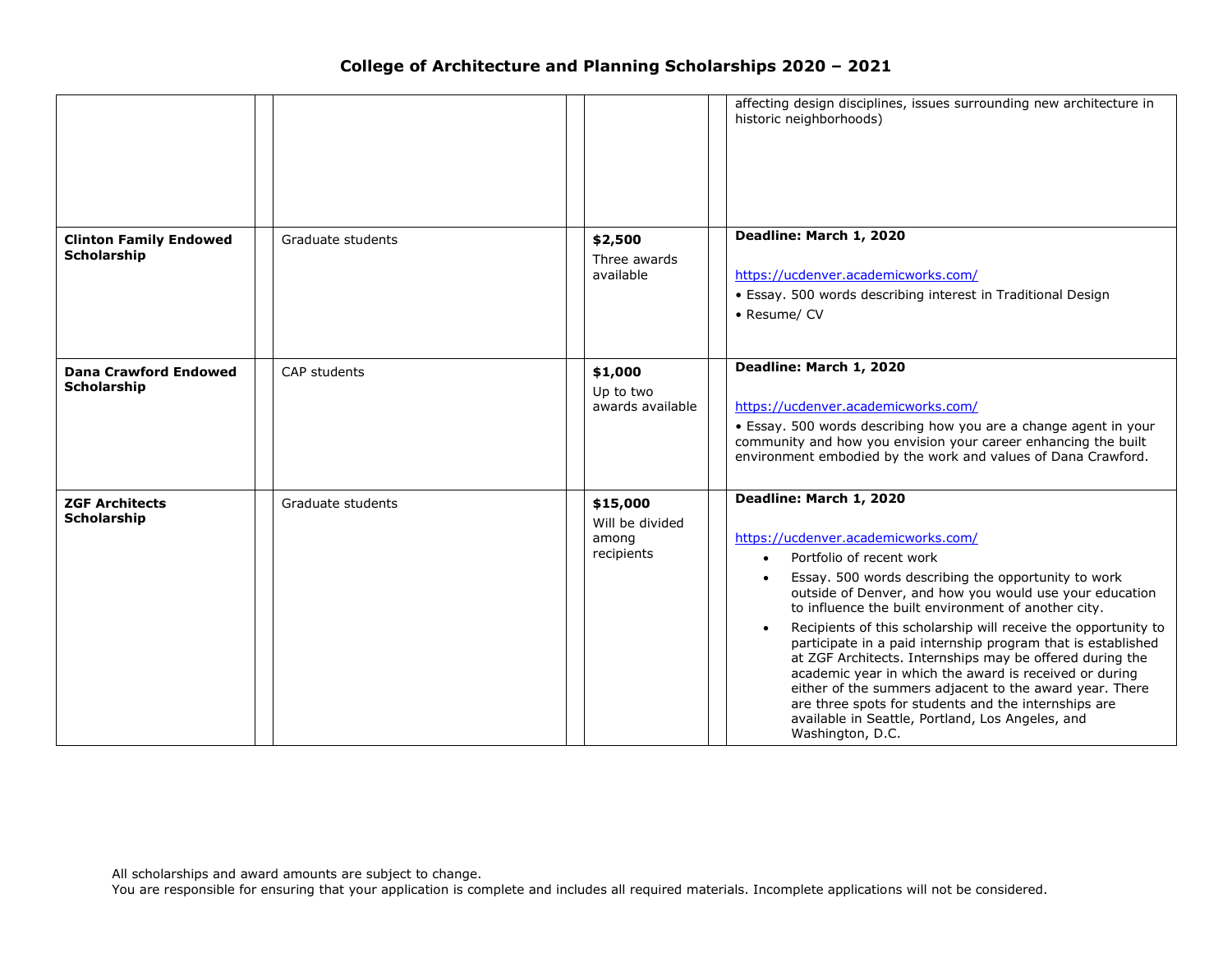## College of Architecture and Planning Scholarships 2020 – 2021

| | | | | | | |
|---|---|---|---|---|---|---|
| | | | | | | affecting design disciplines, issues surrounding new architecture in historic neighborhoods) |
| **Clinton Family Endowed Scholarship** | | Graduate students | | **$2,500**<br>Three awards available | | **Deadline: March 1, 2020**<br><br>https://ucdenver.academicworks.com/<br>• Essay. 500 words describing interest in Traditional Design<br>• Resume/ CV |
| **Dana Crawford Endowed Scholarship** | | CAP students | | **$1,000**<br>Up to two awards available | | **Deadline: March 1, 2020**<br><br>https://ucdenver.academicworks.com/<br>• Essay. 500 words describing how you are a change agent in your community and how you envision your career enhancing the built environment embodied by the work and values of Dana Crawford. |
| **ZGF Architects Scholarship** | | Graduate students | | **$15,000**<br>Will be divided among recipients | | **Deadline: March 1, 2020**<br><br>https://ucdenver.academicworks.com/<br>• Portfolio of recent work<br>• Essay. 500 words describing the opportunity to work outside of Denver, and how you would use your education to influence the built environment of another city.<br>• Recipients of this scholarship will receive the opportunity to participate in a paid internship program that is established at ZGF Architects. Internships may be offered during the academic year in which the award is received or during either of the summers adjacent to the award year. There are three spots for students and the internships are available in Seattle, Portland, Los Angeles, and Washington, D.C. |

All scholarships and award amounts are subject to change.
You are responsible for ensuring that your application is complete and includes all required materials. Incomplete applications will not be considered.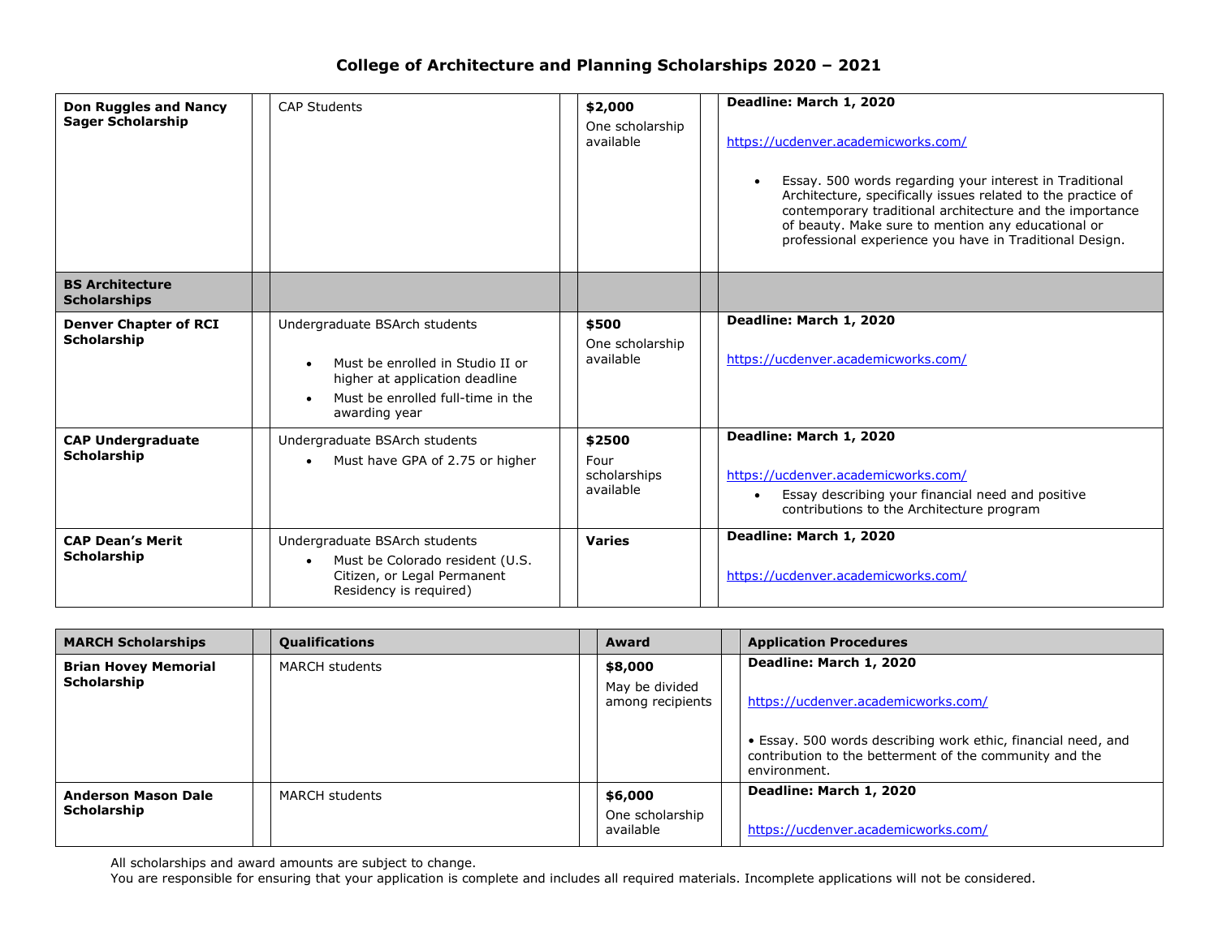# College of Architecture and Planning Scholarships 2020 – 2021

| | | | |
|---|---|---|---|
| **Don Ruggles and Nancy Sager Scholarship** | CAP Students | **$2,000** One scholarship available | **Deadline: March 1, 2020** https://ucdenver.academicworks.com/ <br>• Essay. 500 words regarding your interest in Traditional Architecture, specifically issues related to the practice of contemporary traditional architecture and the importance of beauty. Make sure to mention any educational or professional experience you have in Traditional Design. |
| **BS Architecture Scholarships** | | | |
| **Denver Chapter of RCI Scholarship** | Undergraduate BSArch students <br>• Must be enrolled in Studio II or higher at application deadline <br>• Must be enrolled full-time in the awarding year | **$500** One scholarship available | **Deadline: March 1, 2020** https://ucdenver.academicworks.com/ |
| **CAP Undergraduate Scholarship** | Undergraduate BSArch students <br>• Must have GPA of 2.75 or higher | **$2500** Four scholarships available | **Deadline: March 1, 2020** https://ucdenver.academicworks.com/ <br>• Essay describing your financial need and positive contributions to the Architecture program |
| **CAP Dean's Merit Scholarship** | Undergraduate BSArch students <br>• Must be Colorado resident (U.S. Citizen, or Legal Permanent Residency is required) | **Varies** | **Deadline: March 1, 2020** https://ucdenver.academicworks.com/ |

| **MARCH Scholarships** | **Qualifications** | **Award** | **Application Procedures** |
|---|---|---|---|
| **Brian Hovey Memorial Scholarship** | MARCH students | **$8,000** May be divided among recipients | **Deadline: March 1, 2020** https://ucdenver.academicworks.com/ <br>• Essay. 500 words describing work ethic, financial need, and contribution to the betterment of the community and the environment. |
| **Anderson Mason Dale Scholarship** | MARCH students | **$6,000** One scholarship available | **Deadline: March 1, 2020** https://ucdenver.academicworks.com/ |

All scholarships and award amounts are subject to change.
You are responsible for ensuring that your application is complete and includes all required materials. Incomplete applications will not be considered.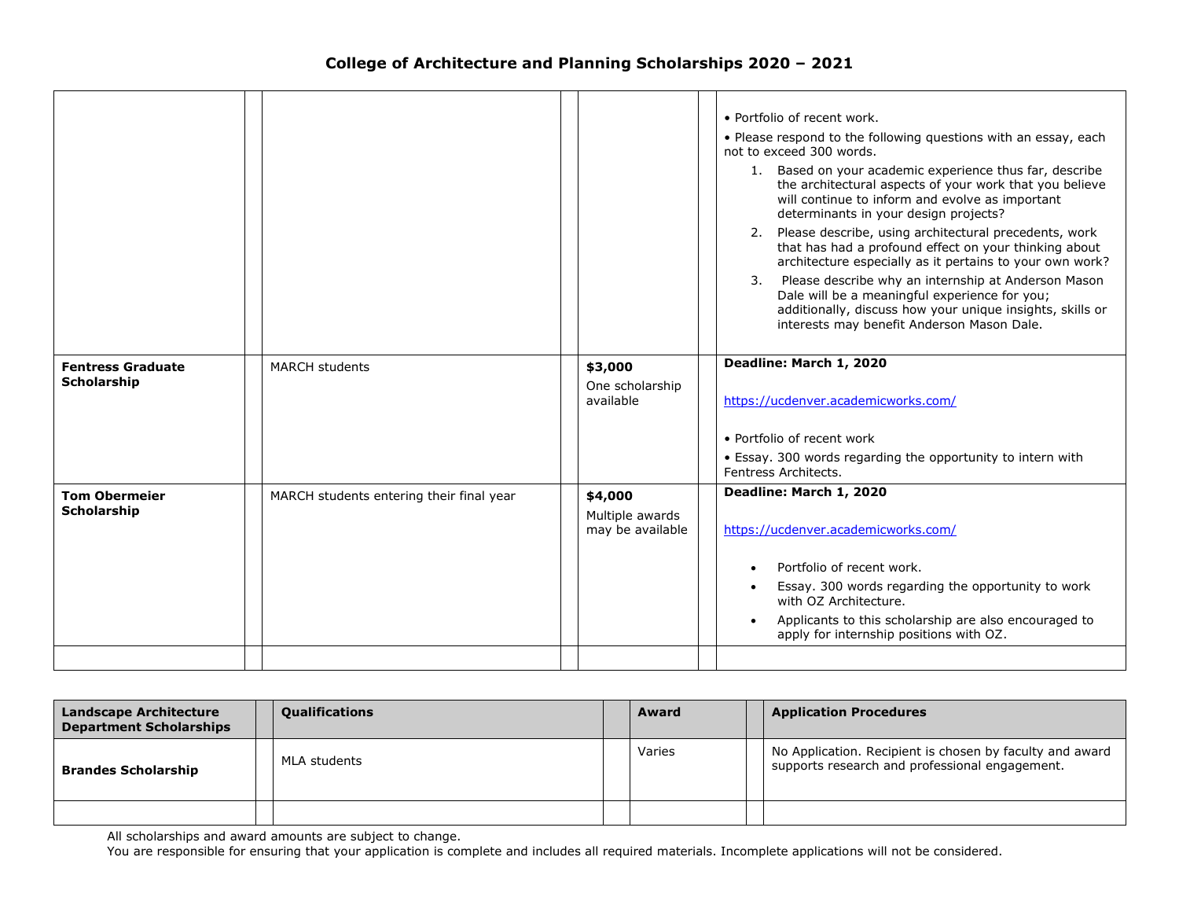# College of Architecture and Planning Scholarships 2020 – 2021

| | | | |
|---|---|---|---|
| | | | • Portfolio of recent work.<br>• Please respond to the following questions with an essay, each not to exceed 300 words.<br>1. Based on your academic experience thus far, describe the architectural aspects of your work that you believe will continue to inform and evolve as important determinants in your design projects?<br>2. Please describe, using architectural precedents, work that has had a profound effect on your thinking about architecture especially as it pertains to your own work?<br>3. Please describe why an internship at Anderson Mason Dale will be a meaningful experience for you; additionally, discuss how your unique insights, skills or interests may benefit Anderson Mason Dale. |
| **Fentress Graduate Scholarship** | MARCH students | **$3,000**<br>One scholarship available | **Deadline: March 1, 2020**<br>https://ucdenver.academicworks.com/<br>• Portfolio of recent work<br>• Essay. 300 words regarding the opportunity to intern with Fentress Architects. |
| **Tom Obermeier Scholarship** | MARCH students entering their final year | **$4,000**<br>Multiple awards may be available | **Deadline: March 1, 2020**<br>https://ucdenver.academicworks.com/<br>• Portfolio of recent work.<br>• Essay. 300 words regarding the opportunity to work with OZ Architecture.<br>• Applicants to this scholarship are also encouraged to apply for internship positions with OZ. |
| | | | |

| Landscape Architecture Department Scholarships | Qualifications | Award | Application Procedures |
|---|---|---|---|
| **Brandes Scholarship** | MLA students | Varies | No Application. Recipient is chosen by faculty and award supports research and professional engagement. |
| | | | |

All scholarships and award amounts are subject to change.

You are responsible for ensuring that your application is complete and includes all required materials. Incomplete applications will not be considered.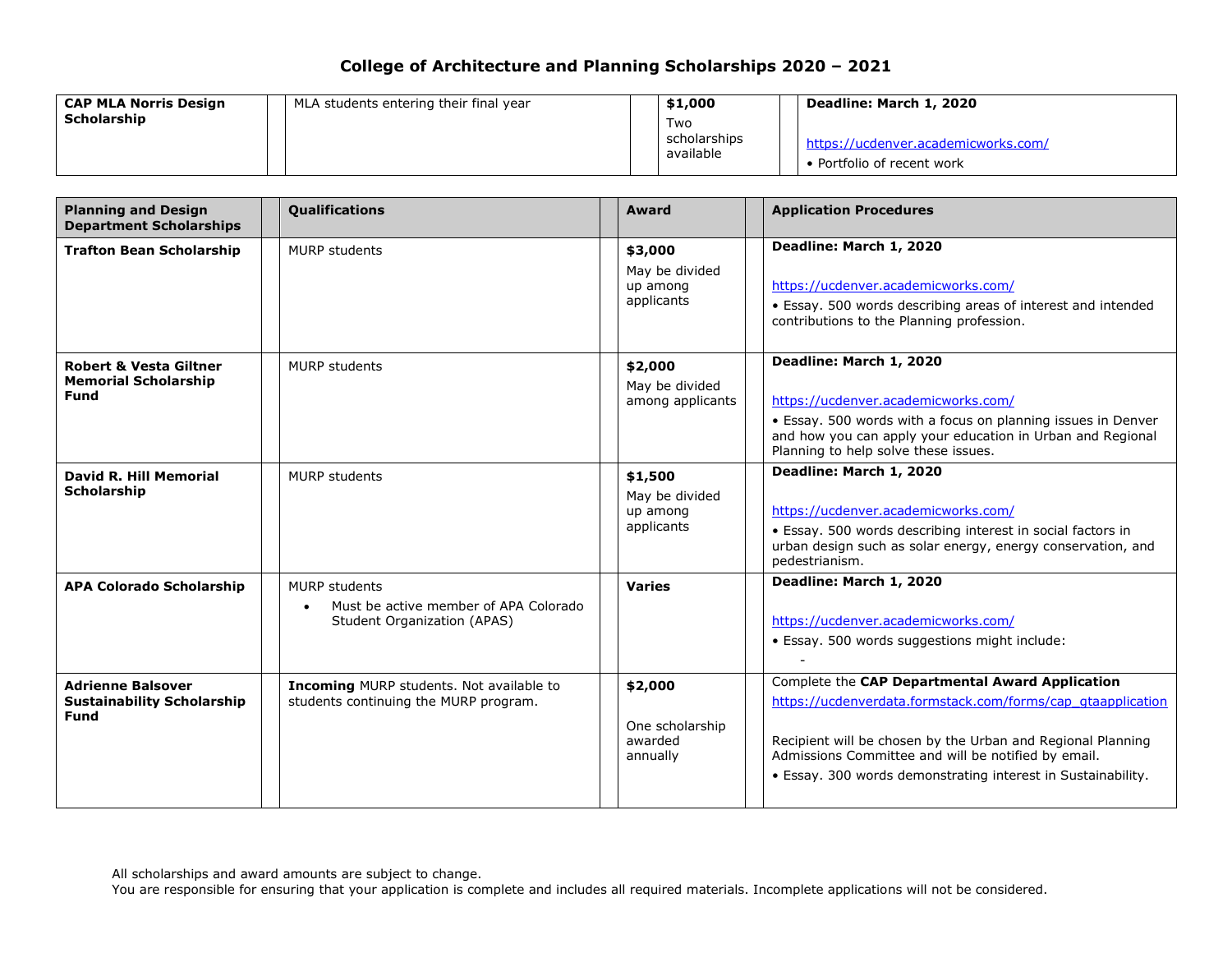# College of Architecture and Planning Scholarships 2020 – 2021

| | | | |
|---|---|---|---|
| **CAP MLA Norris Design Scholarship** | MLA students entering their final year | **$1,000**<br>Two scholarships available | **Deadline: March 1, 2020**<br><br>https://ucdenver.academicworks.com/<br>• Portfolio of recent work |

| Planning and Design Department Scholarships | Qualifications | Award | Application Procedures |
|---|---|---|---|
| **Trafton Bean Scholarship** | MURP students | **$3,000**<br>May be divided up among applicants | **Deadline: March 1, 2020**<br><br>https://ucdenver.academicworks.com/<br>• Essay. 500 words describing areas of interest and intended contributions to the Planning profession. |
| **Robert & Vesta Giltner Memorial Scholarship Fund** | MURP students | **$2,000**<br>May be divided among applicants | **Deadline: March 1, 2020**<br><br>https://ucdenver.academicworks.com/<br>• Essay. 500 words with a focus on planning issues in Denver and how you can apply your education in Urban and Regional Planning to help solve these issues. |
| **David R. Hill Memorial Scholarship** | MURP students | **$1,500**<br>May be divided up among applicants | **Deadline: March 1, 2020**<br><br>https://ucdenver.academicworks.com/<br>• Essay. 500 words describing interest in social factors in urban design such as solar energy, energy conservation, and pedestrianism. |
| **APA Colorado Scholarship** | MURP students<br>• Must be active member of APA Colorado Student Organization (APAS) | **Varies** | **Deadline: March 1, 2020**<br><br>https://ucdenver.academicworks.com/<br>• Essay. 500 words suggestions might include:<br>- |
| **Adrienne Balsover Sustainability Scholarship Fund** | **Incoming** MURP students. Not available to students continuing the MURP program. | **$2,000**<br><br>One scholarship awarded annually | Complete the **CAP Departmental Award Application**<br>https://ucdenverdata.formstack.com/forms/cap_gtaapplication<br><br>Recipient will be chosen by the Urban and Regional Planning Admissions Committee and will be notified by email.<br>• Essay. 300 words demonstrating interest in Sustainability. |

All scholarships and award amounts are subject to change.
You are responsible for ensuring that your application is complete and includes all required materials. Incomplete applications will not be considered.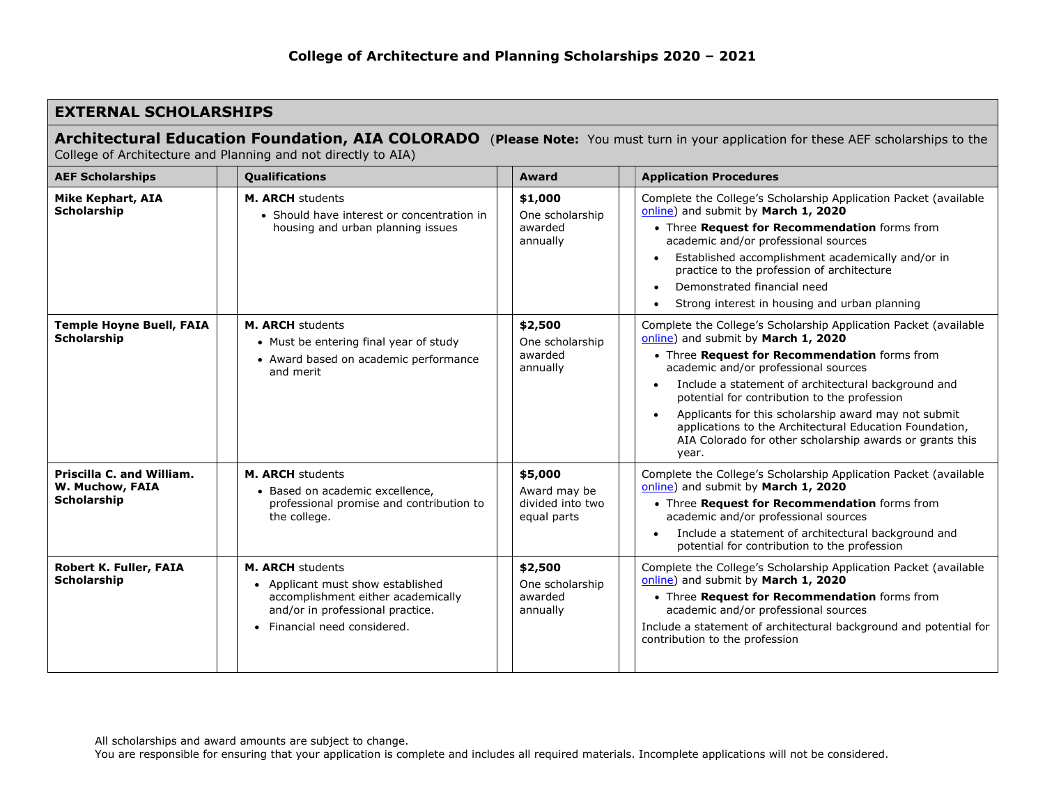# College of Architecture and Planning Scholarships 2020 – 2021

## EXTERNAL SCHOLARSHIPS

### Architectural Education Foundation, AIA COLORADO

(**Please Note:** You must turn in your application for these AEF scholarships to the College of Architecture and Planning and not directly to AIA)

| AEF Scholarships | Qualifications | Award | Application Procedures |
| --- | --- | --- | --- |
| **Mike Kephart, AIA Scholarship** | **M. ARCH** students<br>• Should have interest or concentration in housing and urban planning issues | **$1,000**<br>One scholarship awarded annually | Complete the College's Scholarship Application Packet (available online) and submit by **March 1, 2020**<br>• Three **Request for Recommendation** forms from academic and/or professional sources<br>• Established accomplishment academically and/or in practice to the profession of architecture<br>• Demonstrated financial need<br>• Strong interest in housing and urban planning |
| **Temple Hoyne Buell, FAIA Scholarship** | **M. ARCH** students<br>• Must be entering final year of study<br>• Award based on academic performance and merit | **$2,500**<br>One scholarship awarded annually | Complete the College's Scholarship Application Packet (available online) and submit by **March 1, 2020**<br>• Three **Request for Recommendation** forms from academic and/or professional sources<br>• Include a statement of architectural background and potential for contribution to the profession<br>• Applicants for this scholarship award may not submit applications to the Architectural Education Foundation, AIA Colorado for other scholarship awards or grants this year. |
| **Priscilla C. and William. W. Muchow, FAIA Scholarship** | **M. ARCH** students<br>• Based on academic excellence, professional promise and contribution to the college. | **$5,000**<br>Award may be divided into two equal parts | Complete the College's Scholarship Application Packet (available online) and submit by **March 1, 2020**<br>• Three **Request for Recommendation** forms from academic and/or professional sources<br>• Include a statement of architectural background and potential for contribution to the profession |
| **Robert K. Fuller, FAIA Scholarship** | **M. ARCH** students<br>• Applicant must show established accomplishment either academically and/or in professional practice.<br>• Financial need considered. | **$2,500**<br>One scholarship awarded annually | Complete the College's Scholarship Application Packet (available online) and submit by **March 1, 2020**<br>• Three **Request for Recommendation** forms from academic and/or professional sources<br>Include a statement of architectural background and potential for contribution to the profession |

All scholarships and award amounts are subject to change.
You are responsible for ensuring that your application is complete and includes all required materials. Incomplete applications will not be considered.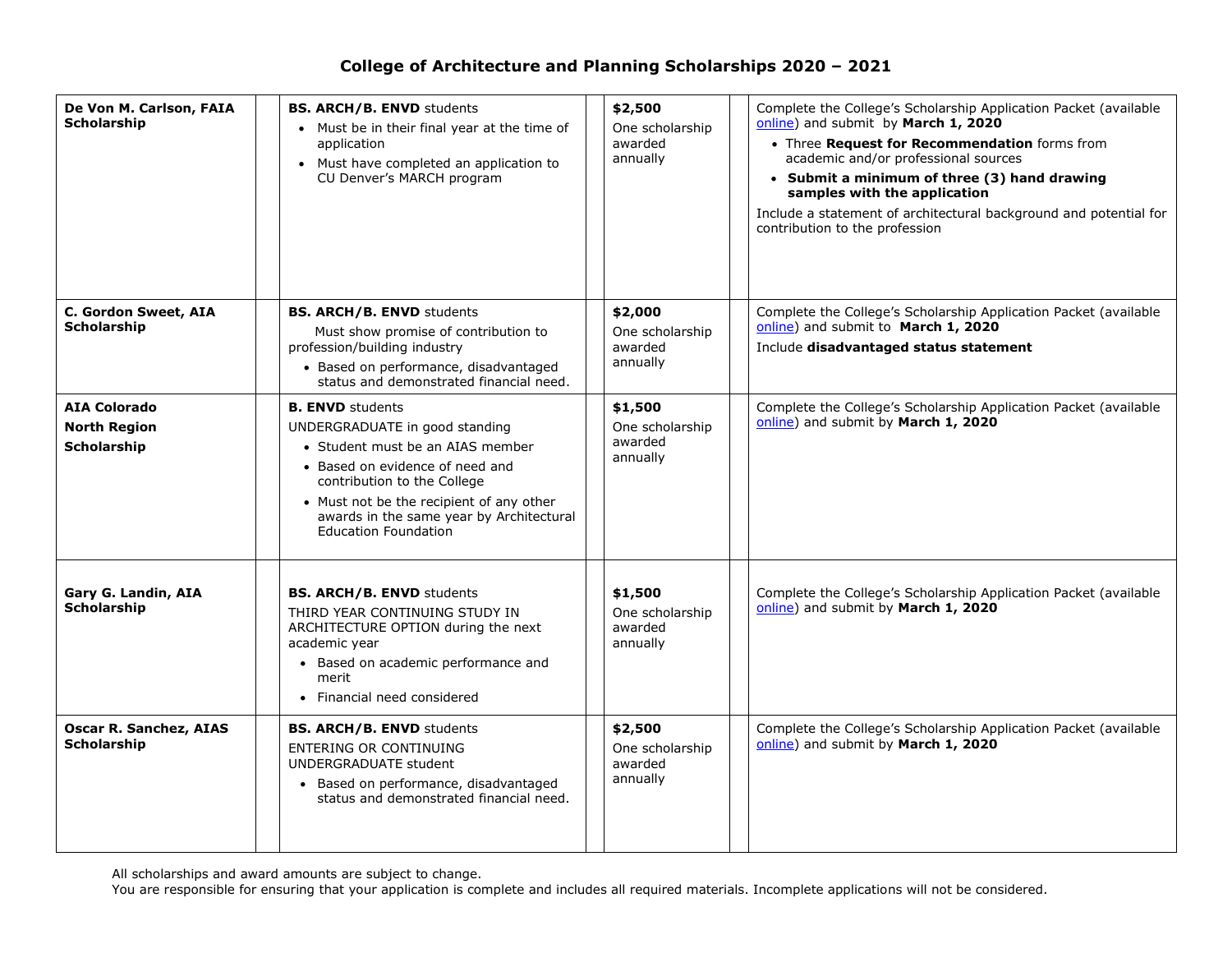# College of Architecture and Planning Scholarships 2020 – 2021

| Scholarship | Eligibility | Amount | Application Requirements |
|---|---|---|---|
| **De Von M. Carlson, FAIA Scholarship** | **BS. ARCH/B. ENVD** students<br>• Must be in their final year at the time of application<br>• Must have completed an application to CU Denver's MARCH program | **$2,500**<br>One scholarship awarded annually | Complete the College's Scholarship Application Packet (available online) and submit by **March 1, 2020**<br>• Three **Request for Recommendation** forms from academic and/or professional sources<br>• **Submit a minimum of three (3) hand drawing samples with the application**<br>Include a statement of architectural background and potential for contribution to the profession |
| **C. Gordon Sweet, AIA Scholarship** | **BS. ARCH/B. ENVD** students<br>Must show promise of contribution to profession/building industry<br>• Based on performance, disadvantaged status and demonstrated financial need. | **$2,000**<br>One scholarship awarded annually | Complete the College's Scholarship Application Packet (available online) and submit to **March 1, 2020**<br>Include **disadvantaged status statement** |
| **AIA Colorado North Region Scholarship** | **B. ENVD** students<br>UNDERGRADUATE in good standing<br>• Student must be an AIAS member<br>• Based on evidence of need and contribution to the College<br>• Must not be the recipient of any other awards in the same year by Architectural Education Foundation | **$1,500**<br>One scholarship awarded annually | Complete the College's Scholarship Application Packet (available online) and submit by **March 1, 2020** |
| **Gary G. Landin, AIA Scholarship** | **BS. ARCH/B. ENVD** students<br>THIRD YEAR CONTINUING STUDY IN ARCHITECTURE OPTION during the next academic year<br>• Based on academic performance and merit<br>• Financial need considered | **$1,500**<br>One scholarship awarded annually | Complete the College's Scholarship Application Packet (available online) and submit by **March 1, 2020** |
| **Oscar R. Sanchez, AIAS Scholarship** | **BS. ARCH/B. ENVD** students<br>ENTERING OR CONTINUING UNDERGRADUATE student<br>• Based on performance, disadvantaged status and demonstrated financial need. | **$2,500**<br>One scholarship awarded annually | Complete the College's Scholarship Application Packet (available online) and submit by **March 1, 2020** |

All scholarships and award amounts are subject to change.
You are responsible for ensuring that your application is complete and includes all required materials. Incomplete applications will not be considered.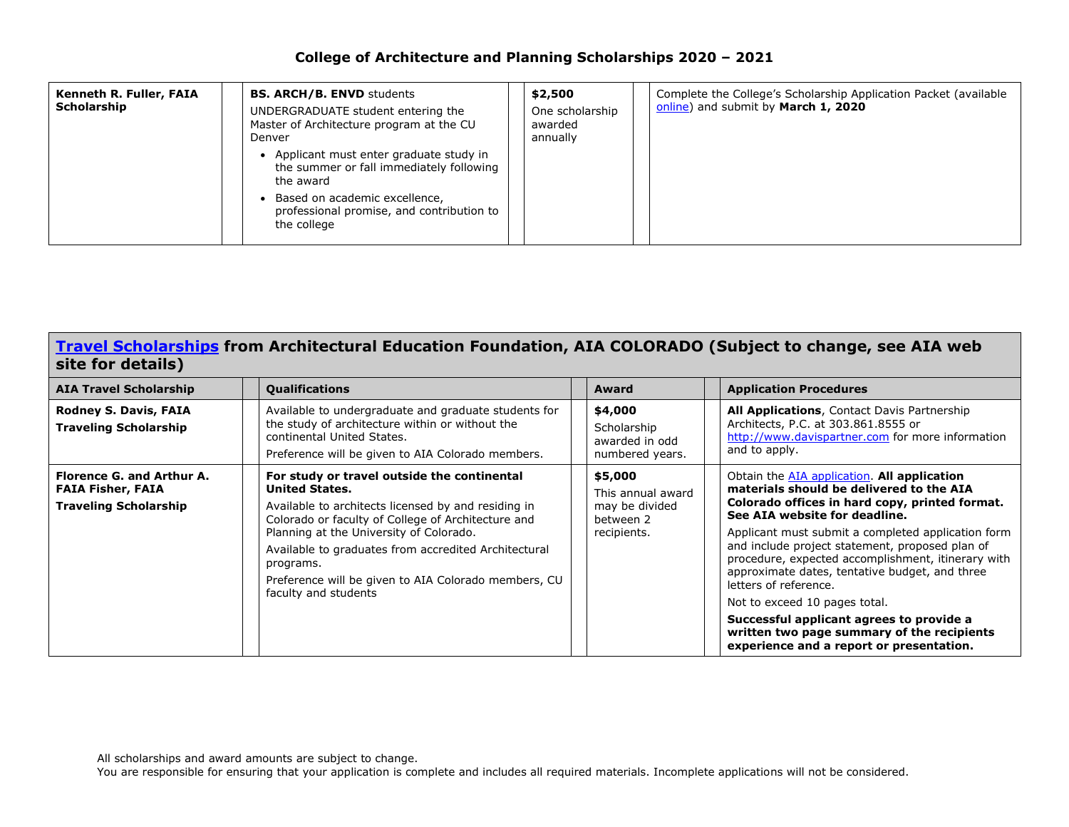## College of Architecture and Planning Scholarships 2020 – 2021

| | | | | | | |
|---|---|---|---|---|---|---|
| **Kenneth R. Fuller, FAIA Scholarship** | | **BS. ARCH/B. ENVD** students<br>UNDERGRADUATE student entering the Master of Architecture program at the CU Denver<br>• Applicant must enter graduate study in the summer or fall immediately following the award<br>• Based on academic excellence, professional promise, and contribution to the college | | **$2,500**<br>One scholarship awarded annually | | Complete the College's Scholarship Application Packet (available online) and submit by **March 1, 2020** |

### Travel Scholarships from Architectural Education Foundation, AIA COLORADO (Subject to change, see AIA web site for details)

| **AIA Travel Scholarship** | | **Qualifications** | | **Award** | | **Application Procedures** |
|---|---|---|---|---|---|---|
| **Rodney S. Davis, FAIA**<br>**Traveling Scholarship** | | Available to undergraduate and graduate students for the study of architecture within or without the continental United States.<br>Preference will be given to AIA Colorado members. | | **$4,000**<br>Scholarship awarded in odd numbered years. | | **All Applications**, Contact Davis Partnership Architects, P.C. at 303.861.8555 or http://www.davispartner.com for more information and to apply. |
| **Florence G. and Arthur A. FAIA Fisher, FAIA**<br>**Traveling Scholarship** | | **For study or travel outside the continental United States.**<br>Available to architects licensed by and residing in Colorado or faculty of College of Architecture and Planning at the University of Colorado.<br>Available to graduates from accredited Architectural programs.<br>Preference will be given to AIA Colorado members, CU faculty and students | | **$5,000**<br>This annual award may be divided between 2 recipients. | | Obtain the AIA application. **All application materials should be delivered to the AIA Colorado offices in hard copy, printed format. See AIA website for deadline.**<br>Applicant must submit a completed application form and include project statement, proposed plan of procedure, expected accomplishment, itinerary with approximate dates, tentative budget, and three letters of reference.<br>Not to exceed 10 pages total.<br>**Successful applicant agrees to provide a written two page summary of the recipients experience and a report or presentation.** |

All scholarships and award amounts are subject to change.
You are responsible for ensuring that your application is complete and includes all required materials. Incomplete applications will not be considered.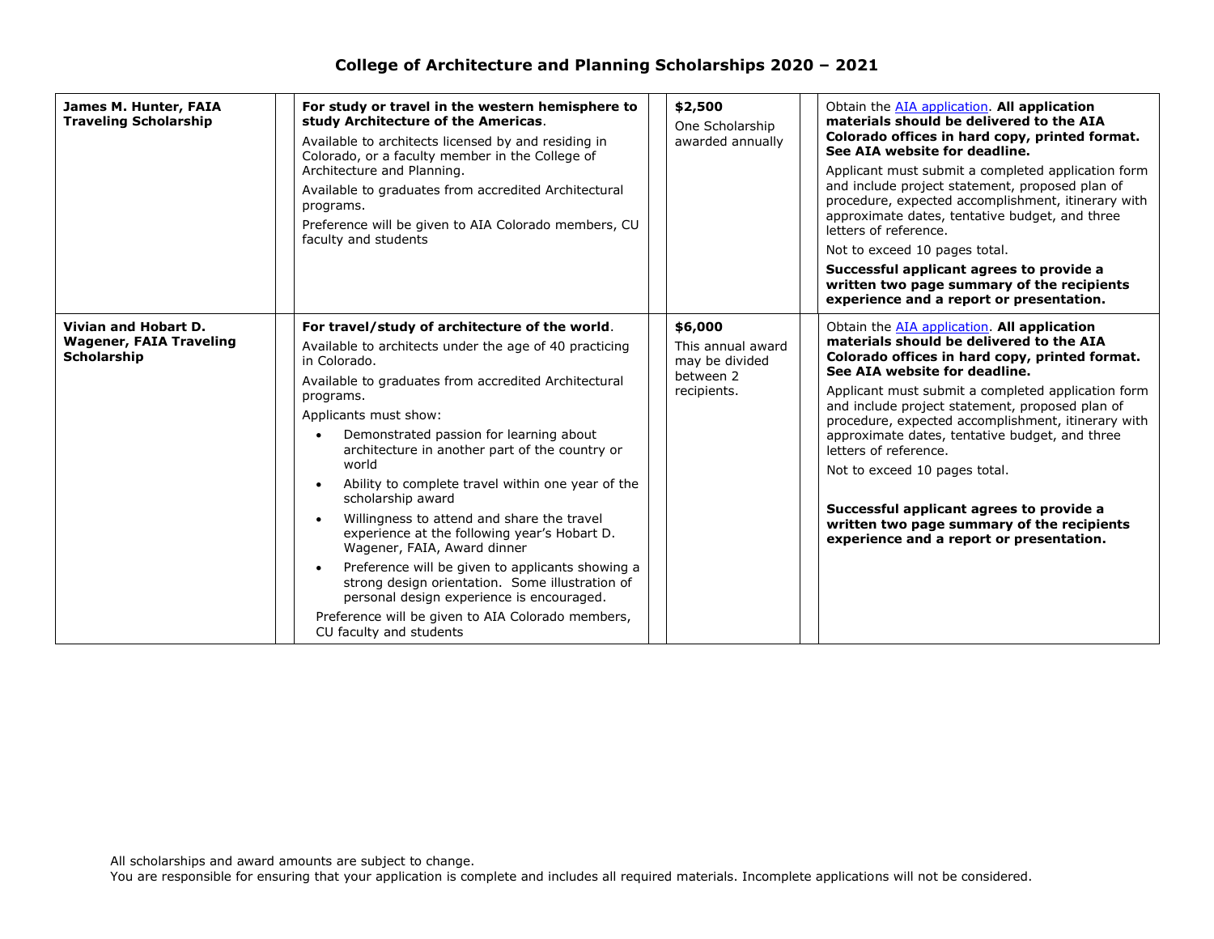# College of Architecture and Planning Scholarships 2020 – 2021

| | | | |
|---|---|---|---|
| **James M. Hunter, FAIA Traveling Scholarship** | **For study or travel in the western hemisphere to study Architecture of the Americas**.<br><br>Available to architects licensed by and residing in Colorado, or a faculty member in the College of Architecture and Planning.<br><br>Available to graduates from accredited Architectural programs.<br><br>Preference will be given to AIA Colorado members, CU faculty and students | **$2,500**<br><br>One Scholarship awarded annually | Obtain the AIA application. **All application materials should be delivered to the AIA Colorado offices in hard copy, printed format. See AIA website for deadline.**<br><br>Applicant must submit a completed application form and include project statement, proposed plan of procedure, expected accomplishment, itinerary with approximate dates, tentative budget, and three letters of reference.<br><br>Not to exceed 10 pages total.<br><br>**Successful applicant agrees to provide a written two page summary of the recipients experience and a report or presentation.** |
| **Vivian and Hobart D. Wagener, FAIA Traveling Scholarship** | **For travel/study of architecture of the world**.<br><br>Available to architects under the age of 40 practicing in Colorado.<br><br>Available to graduates from accredited Architectural programs.<br><br>Applicants must show:<br><br>• Demonstrated passion for learning about architecture in another part of the country or world<br>• Ability to complete travel within one year of the scholarship award<br>• Willingness to attend and share the travel experience at the following year's Hobart D. Wagener, FAIA, Award dinner<br>• Preference will be given to applicants showing a strong design orientation. Some illustration of personal design experience is encouraged.<br><br>Preference will be given to AIA Colorado members, CU faculty and students | **$6,000**<br><br>This annual award may be divided between 2 recipients. | Obtain the AIA application. **All application materials should be delivered to the AIA Colorado offices in hard copy, printed format. See AIA website for deadline.**<br><br>Applicant must submit a completed application form and include project statement, proposed plan of procedure, expected accomplishment, itinerary with approximate dates, tentative budget, and three letters of reference.<br><br>Not to exceed 10 pages total.<br><br>**Successful applicant agrees to provide a written two page summary of the recipients experience and a report or presentation.** |

All scholarships and award amounts are subject to change.
You are responsible for ensuring that your application is complete and includes all required materials. Incomplete applications will not be considered.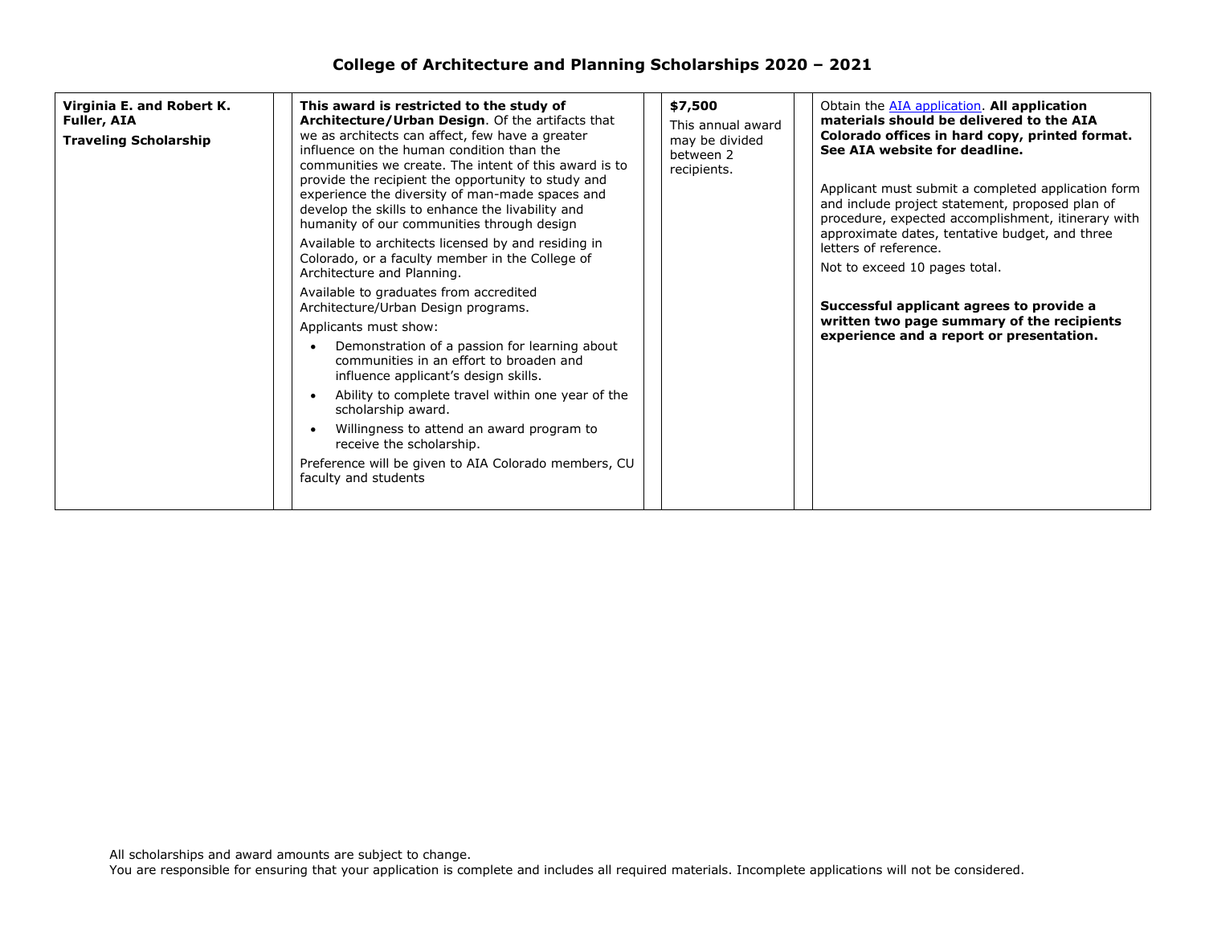## College of Architecture and Planning Scholarships 2020 – 2021

| | | | | | | |
|---|---|---|---|---|---|---|
| **Virginia E. and Robert K. Fuller, AIA**<br>**Traveling Scholarship** | | **This award is restricted to the study of Architecture/Urban Design**. Of the artifacts that we as architects can affect, few have a greater influence on the human condition than the communities we create. The intent of this award is to provide the recipient the opportunity to study and experience the diversity of man-made spaces and develop the skills to enhance the livability and humanity of our communities through design<br>Available to architects licensed by and residing in Colorado, or a faculty member in the College of Architecture and Planning.<br>Available to graduates from accredited Architecture/Urban Design programs.<br>Applicants must show:<br>• Demonstration of a passion for learning about communities in an effort to broaden and influence applicant's design skills.<br>• Ability to complete travel within one year of the scholarship award.<br>• Willingness to attend an award program to receive the scholarship.<br>Preference will be given to AIA Colorado members, CU faculty and students | | **$7,500**<br>This annual award may be divided between 2 recipients. | | Obtain the AIA application. **All application materials should be delivered to the AIA Colorado offices in hard copy, printed format. See AIA website for deadline.**<br>Applicant must submit a completed application form and include project statement, proposed plan of procedure, expected accomplishment, itinerary with approximate dates, tentative budget, and three letters of reference.<br>Not to exceed 10 pages total.<br>**Successful applicant agrees to provide a written two page summary of the recipients experience and a report or presentation.** |

All scholarships and award amounts are subject to change.
You are responsible for ensuring that your application is complete and includes all required materials. Incomplete applications will not be considered.